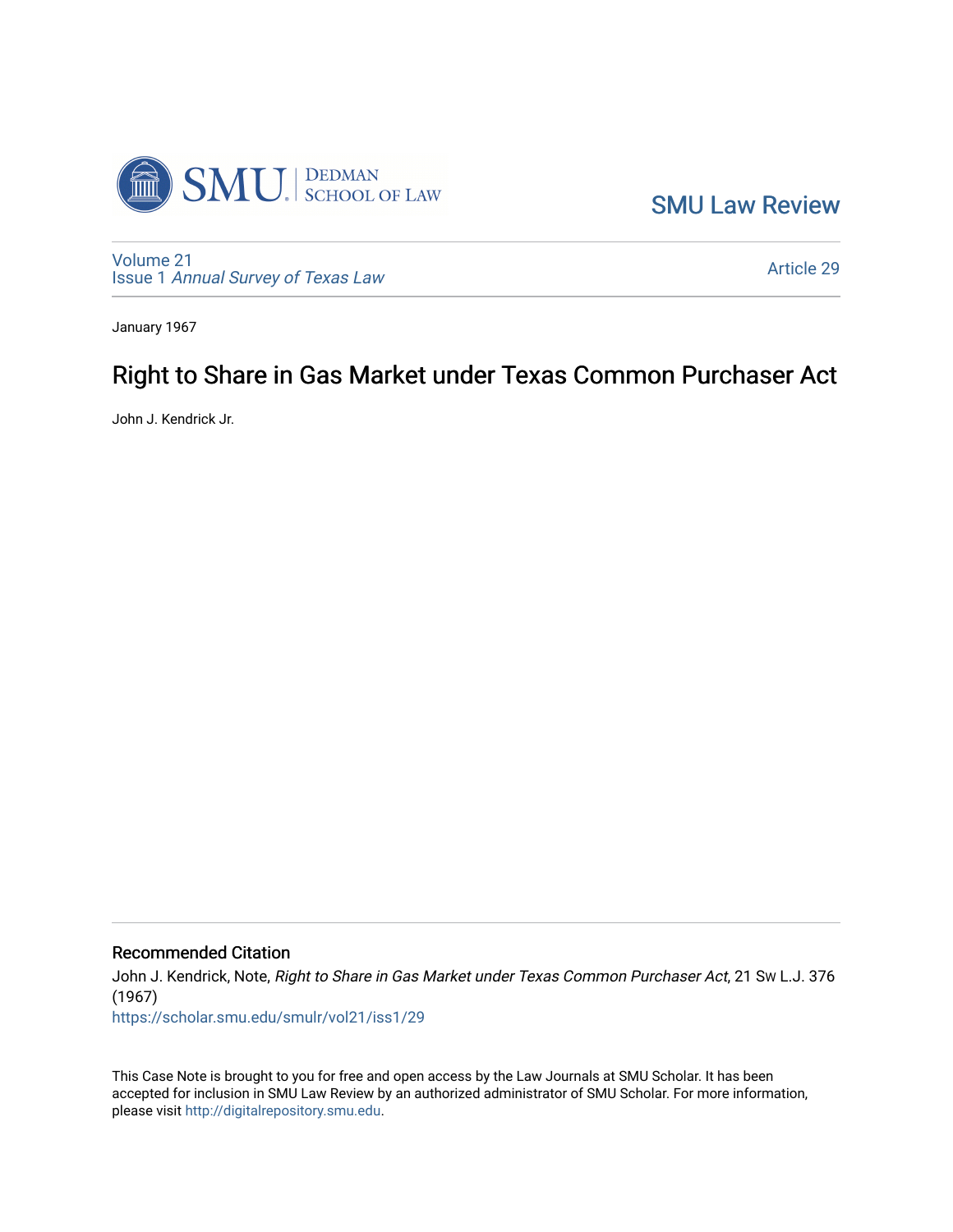SMU Law Review

Volume 21
Issue 1 *Annual Survey of Texas Law*

Article 29

January 1967

# Right to Share in Gas Market under Texas Common Purchaser Act

John J. Kendrick Jr.

## Recommended Citation

John J. Kendrick, Note, *Right to Share in Gas Market under Texas Common Purchaser Act*, 21 SW L.J. 376 (1967)

https://scholar.smu.edu/smulr/vol21/iss1/29

This Case Note is brought to you for free and open access by the Law Journals at SMU Scholar. It has been accepted for inclusion in SMU Law Review by an authorized administrator of SMU Scholar. For more information, please visit http://digitalrepository.smu.edu.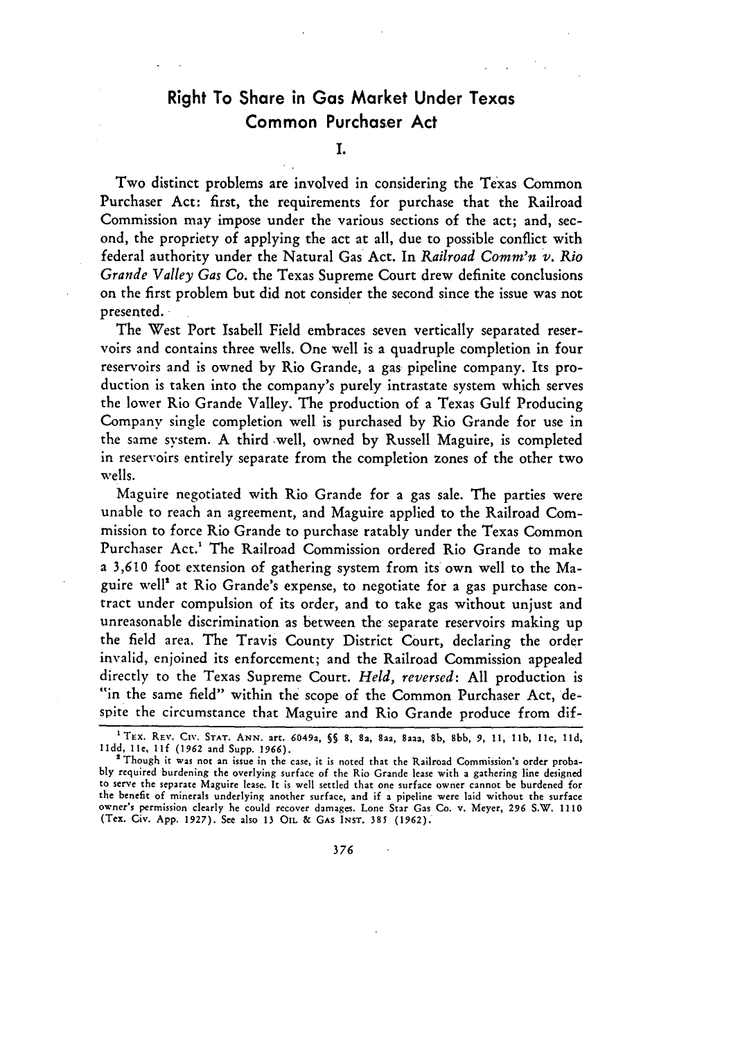## Right To Share in Gas Market Under Texas Common Purchaser Act

### I.

Two distinct problems are involved in considering the Texas Common Purchaser Act: first, the requirements for purchase that the Railroad Commission may impose under the various sections of the act; and, second, the propriety of applying the act at all, due to possible conflict with federal authority under the Natural Gas Act. In *Railroad Comm'n v. Rio Grande Valley Gas Co.* the Texas Supreme Court drew definite conclusions on the first problem but did not consider the second since the issue was not presented.

The West Port Isabell Field embraces seven vertically separated reservoirs and contains three wells. One well is a quadruple completion in four reservoirs and is owned by Rio Grande, a gas pipeline company. Its production is taken into the company's purely intrastate system which serves the lower Rio Grande Valley. The production of a Texas Gulf Producing Company single completion well is purchased by Rio Grande for use in the same system. A third well, owned by Russell Maguire, is completed in reservoirs entirely separate from the completion zones of the other two wells.

Maguire negotiated with Rio Grande for a gas sale. The parties were unable to reach an agreement, and Maguire applied to the Railroad Commission to force Rio Grande to purchase ratably under the Texas Common Purchaser Act.[1] The Railroad Commission ordered Rio Grande to make a 3,610 foot extension of gathering system from its own well to the Maguire well[2] at Rio Grande's expense, to negotiate for a gas purchase contract under compulsion of its order, and to take gas without unjust and unreasonable discrimination as between the separate reservoirs making up the field area. The Travis County District Court, declaring the order invalid, enjoined its enforcement; and the Railroad Commission appealed directly to the Texas Supreme Court. *Held, reversed*: All production is "in the same field" within the scope of the Common Purchaser Act, despite the circumstance that Maguire and Rio Grande produce from dif-

---

[1] TEX. REV. CIV. STAT. ANN. art. 6049a, §§ 8, 8a, 8aa, 8aaa, 8b, 8bb, 9, 11, 11b, 11c, 11d, 11dd, 11e, 11f (1962 and Supp. 1966).

[2] Though it was not an issue in the case, it is noted that the Railroad Commission's order probably required burdening the overlying surface of the Rio Grande lease with a gathering line designed to serve the separate Maguire lease. It is well settled that one surface owner cannot be burdened for the benefit of minerals underlying another surface, and if a pipeline were laid without the surface owner's permission clearly he could recover damages. Lone Star Gas Co. v. Meyer, 296 S.W. 1110 (Tex. Civ. App. 1927). See also 13 OIL & GAS INST. 385 (1962).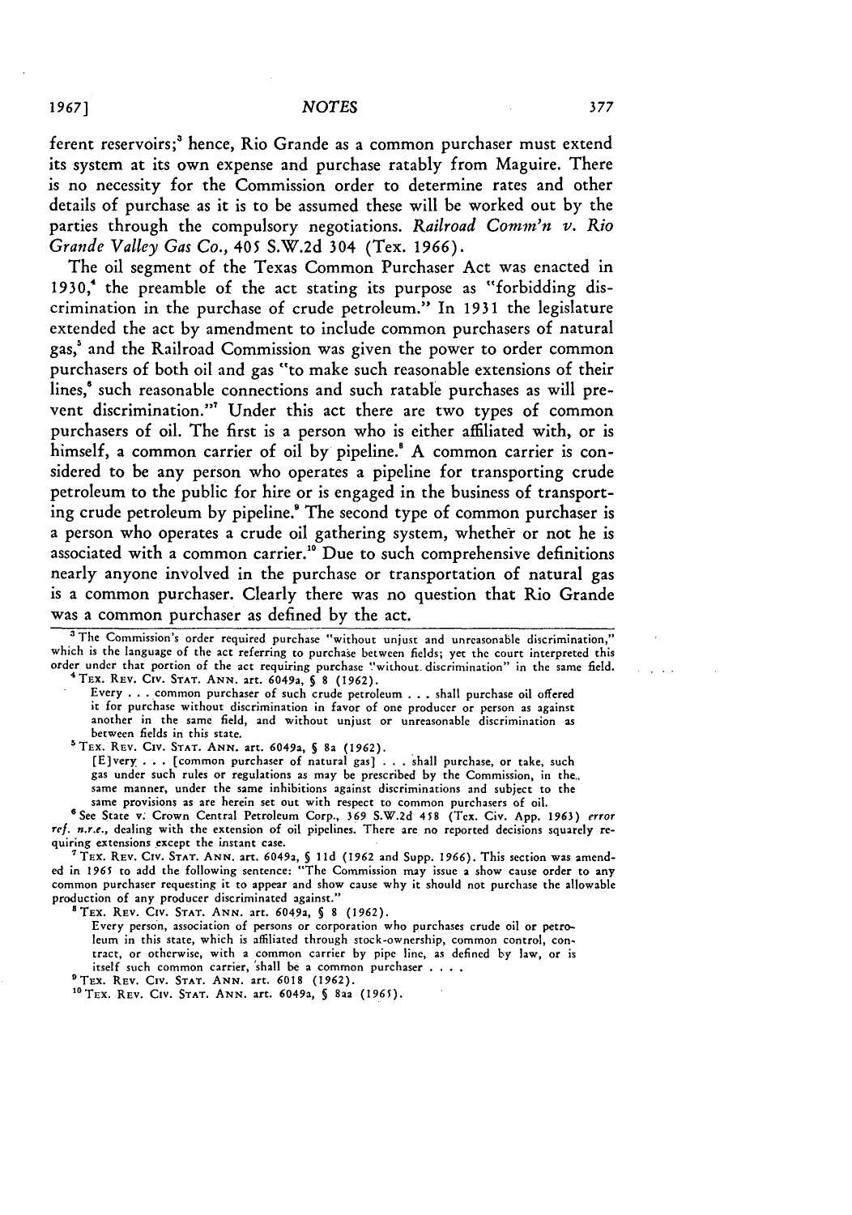ferent reservoirs;[3] hence, Rio Grande as a common purchaser must extend its system at its own expense and purchase ratably from Maguire. There is no necessity for the Commission order to determine rates and other details of purchase as it is to be assumed these will be worked out by the parties through the compulsory negotiations. *Railroad Comm'n v. Rio Grande Valley Gas Co.*, 405 S.W.2d 304 (Tex. 1966).

The oil segment of the Texas Common Purchaser Act was enacted in 1930,[4] the preamble of the act stating its purpose as "forbidding discrimination in the purchase of crude petroleum." In 1931 the legislature extended the act by amendment to include common purchasers of natural gas,[5] and the Railroad Commission was given the power to order common purchasers of both oil and gas "to make such reasonable extensions of their lines,[6] such reasonable connections and such ratable purchases as will prevent discrimination."[7] Under this act there are two types of common purchasers of oil. The first is a person who is either affiliated with, or is himself, a common carrier of oil by pipeline.[8] A common carrier is considered to be any person who operates a pipeline for transporting crude petroleum to the public for hire or is engaged in the business of transporting crude petroleum by pipeline.[9] The second type of common purchaser is a person who operates a crude oil gathering system, whether or not he is associated with a common carrier.[10] Due to such comprehensive definitions nearly anyone involved in the purchase or transportation of natural gas is a common purchaser. Clearly there was no question that Rio Grande was a common purchaser as defined by the act.

---

[3] The Commission's order required purchase "without unjust and unreasonable discrimination," which is the language of the act referring to purchase between fields; yet the court interpreted this order under that portion of the act requiring purchase "without discrimination" in the same field.

[4] TEX. REV. CIV. STAT. ANN. art. 6049a, § 8 (1962).

> Every . . . common purchaser of such crude petroleum . . . shall purchase oil offered it for purchase without discrimination in favor of one producer or person as against another in the same field, and without unjust or unreasonable discrimination as between fields in this state.

[5] TEX. REV. CIV. STAT. ANN. art. 6049a, § 8a (1962).

> [E]very . . . [common purchaser of natural gas] . . . shall purchase, or take, such gas under such rules or regulations as may be prescribed by the Commission, in the same manner, under the same inhibitions against discriminations and subject to the same provisions as are herein set out with respect to common purchasers of oil.

[6] See State v. Crown Central Petroleum Corp., 369 S.W.2d 458 (Tex. Civ. App. 1963) *error ref. n.r.e.*, dealing with the extension of oil pipelines. There are no reported decisions squarely requiring extensions except the instant case.

[7] TEX. REV. CIV. STAT. ANN. art. 6049a, § 11d (1962 and Supp. 1966). This section was amended in 1965 to add the following sentence: "The Commission may issue a show cause order to any common purchaser requesting it to appear and show cause why it should not purchase the allowable production of any producer discriminated against."

[8] TEX. REV. CIV. STAT. ANN. art. 6049a, § 8 (1962).

> Every person, association of persons or corporation who purchases crude oil or petroleum in this state, which is affiliated through stock-ownership, common control, contract, or otherwise, with a common carrier by pipe line, as defined by law, or is itself such common carrier, shall be a common purchaser . . . .

[9] TEX. REV. CIV. STAT. ANN. art. 6018 (1962).

[10] TEX. REV. CIV. STAT. ANN. art. 6049a, § 8aa (1965).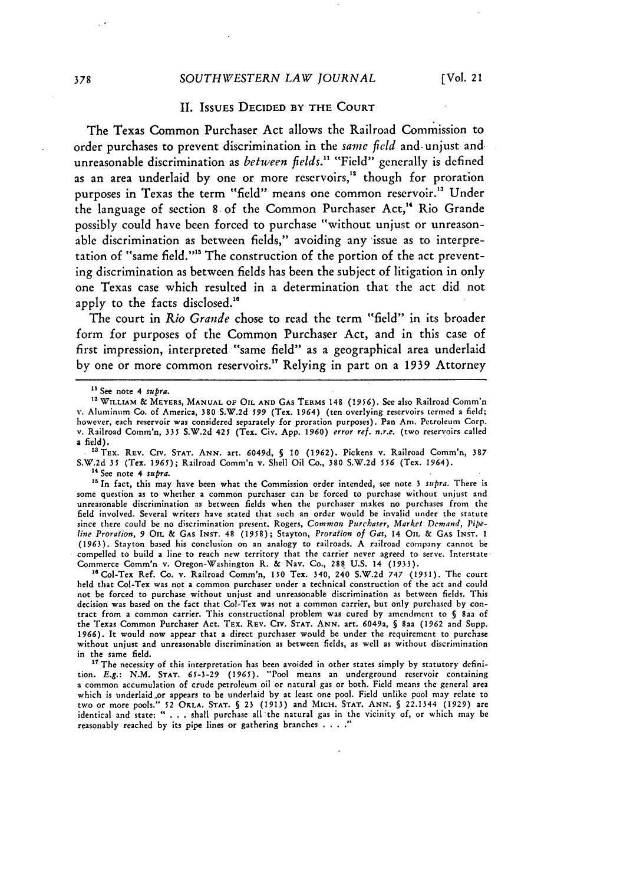## II. Issues Decided by the Court

The Texas Common Purchaser Act allows the Railroad Commission to order purchases to prevent discrimination in the *same field* and unjust and unreasonable discrimination as *between fields*.[11] "Field" generally is defined as an area underlaid by one or more reservoirs,[12] though for proration purposes in Texas the term "field" means one common reservoir.[13] Under the language of section 8 of the Common Purchaser Act,[14] Rio Grande possibly could have been forced to purchase "without unjust or unreasonable discrimination as between fields," avoiding any issue as to interpretation of "same field."[15] The construction of the portion of the act preventing discrimination as between fields has been the subject of litigation in only one Texas case which resulted in a determination that the act did not apply to the facts disclosed.[16]

The court in *Rio Grande* chose to read the term "field" in its broader form for purposes of the Common Purchaser Act, and in this case of first impression, interpreted "same field" as a geographical area underlaid by one or more common reservoirs.[17] Relying in part on a 1939 Attorney

---

[11] See note 4 *supra*.

[12] William & Meyers, Manual of Oil and Gas Terms 148 (1956). See also Railroad Comm'n v. Aluminum Co. of America, 380 S.W.2d 599 (Tex. 1964) (ten overlying reservoirs termed a field; however, each reservoir was considered separately for proration purposes). Pan Am. Petroleum Corp. v. Railroad Comm'n, 335 S.W.2d 425 (Tex. Civ. App. 1960) *error ref. n.r.e.* (two reservoirs called a field).

[13] Tex. Rev. Civ. Stat. Ann. art. 6049d, § 10 (1962). Pickens v. Railroad Comm'n, 387 S.W.2d 35 (Tex. 1965); Railroad Comm'n v. Shell Oil Co., 380 S.W.2d 556 (Tex. 1964).

[14] See note 4 *supra*.

[15] In fact, this may have been what the Commission order intended, see note 3 *supra*. There is some question as to whether a common purchaser can be forced to purchase without unjust and unreasonable discrimination as between fields when the purchaser makes no purchases from the field involved. Several writers have stated that such an order would be invalid under the statute since there could be no discrimination present. Rogers, *Common Purchaser, Market Demand, Pipeline Proration*, 9 Oil & Gas Inst. 48 (1958); Stayton, *Proration of Gas*, 14 Oil & Gas Inst. 1 (1963). Stayton based his conclusion on an analogy to railroads. A railroad company cannot be compelled to build a line to reach new territory that the carrier never agreed to serve. Interstate Commerce Comm'n v. Oregon-Washington R. & Nav. Co., 288 U.S. 14 (1933).

[16] Col-Tex Ref. Co. v. Railroad Comm'n, 150 Tex. 340, 240 S.W.2d 747 (1951). The court held that Col-Tex was not a common purchaser under a technical construction of the act and could not be forced to purchase without unjust and unreasonable discrimination as between fields. This decision was based on the fact that Col-Tex was not a common carrier, but only purchased by contract from a common carrier. This constructional problem was cured by amendment to § 8aa of the Texas Common Purchaser Act. Tex. Rev. Civ. Stat. Ann. art. 6049a, § 8aa (1962 and Supp. 1966). It would now appear that a direct purchaser would be under the requirement to purchase without unjust and unreasonable discrimination as between fields, as well as without discrimination in the same field.

[17] The necessity of this interpretation has been avoided in other states simply by statutory definition. *E.g.*: N.M. Stat. 65-3-29 (1965). "Pool means an underground reservoir containing a common accumulation of crude petroleum oil or natural gas or both. Field means the general area which is underlaid or appears to be underlaid by at least one pool. Field unlike pool may relate to two or more pools." 52 Okla. Stat. § 23 (1913) and Mich. Stat. Ann. § 22.1344 (1929) are identical and state: " . . . shall purchase all the natural gas in the vicinity of, or which may be reasonably reached by its pipe lines or gathering branches . . . ."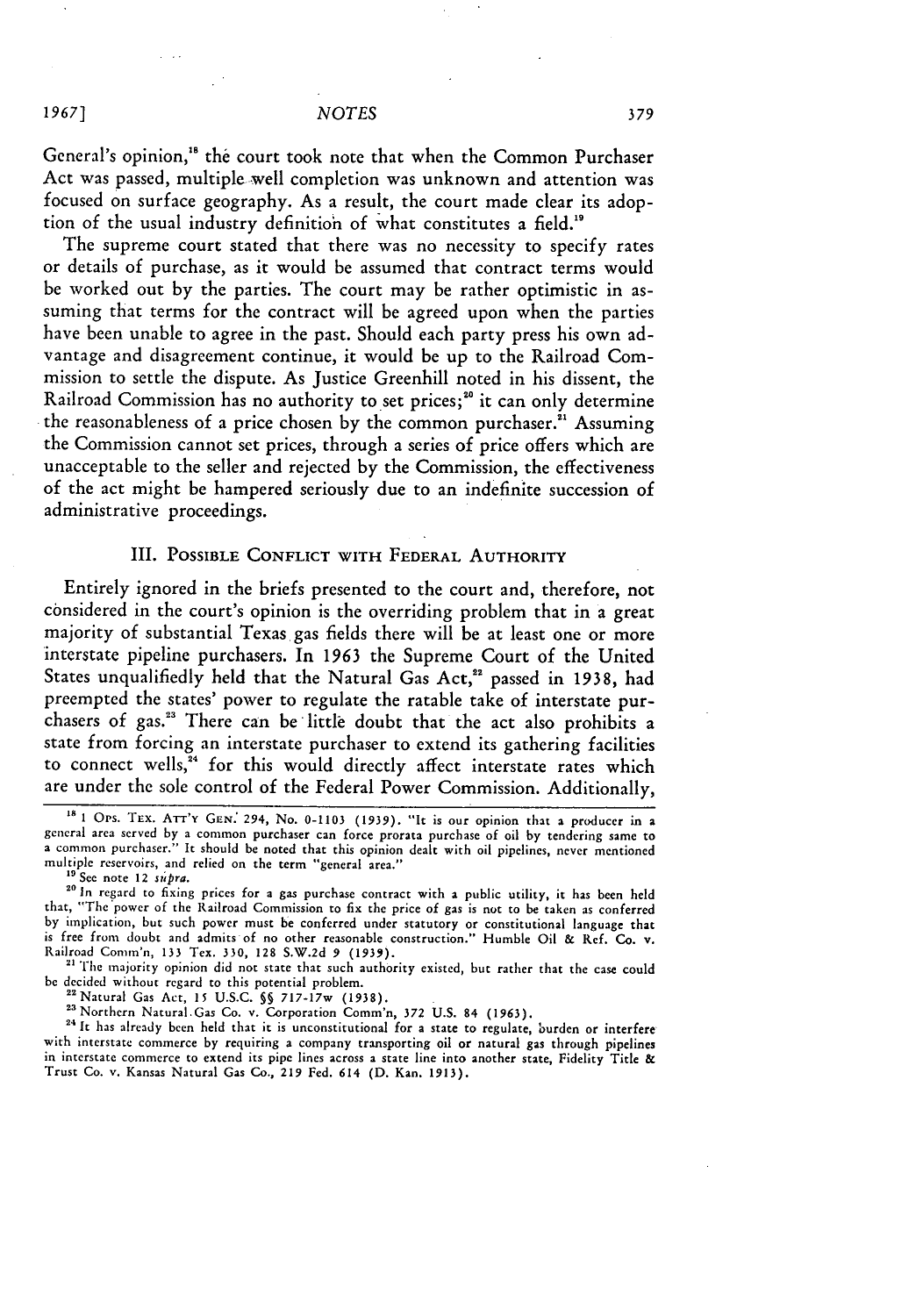General's opinion,[18] the court took note that when the Common Purchaser Act was passed, multiple well completion was unknown and attention was focused on surface geography. As a result, the court made clear its adoption of the usual industry definition of what constitutes a field.[19]

The supreme court stated that there was no necessity to specify rates or details of purchase, as it would be assumed that contract terms would be worked out by the parties. The court may be rather optimistic in assuming that terms for the contract will be agreed upon when the parties have been unable to agree in the past. Should each party press his own advantage and disagreement continue, it would be up to the Railroad Commission to settle the dispute. As Justice Greenhill noted in his dissent, the Railroad Commission has no authority to set prices;[20] it can only determine the reasonableness of a price chosen by the common purchaser.[21] Assuming the Commission cannot set prices, through a series of price offers which are unacceptable to the seller and rejected by the Commission, the effectiveness of the act might be hampered seriously due to an indefinite succession of administrative proceedings.

## III. Possible Conflict with Federal Authority

Entirely ignored in the briefs presented to the court and, therefore, not considered in the court's opinion is the overriding problem that in a great majority of substantial Texas gas fields there will be at least one or more interstate pipeline purchasers. In 1963 the Supreme Court of the United States unqualifiedly held that the Natural Gas Act,[22] passed in 1938, had preempted the states' power to regulate the ratable take of interstate purchasers of gas.[23] There can be little doubt that the act also prohibits a state from forcing an interstate purchaser to extend its gathering facilities to connect wells,[24] for this would directly affect interstate rates which are under the sole control of the Federal Power Commission. Additionally,

---

[18] 1 Ops. Tex. Att'y Gen. 294, No. 0-1103 (1939). "It is our opinion that a producer in a general area served by a common purchaser can force prorata purchase of oil by tendering same to a common purchaser." It should be noted that this opinion dealt with oil pipelines, never mentioned multiple reservoirs, and relied on the term "general area."

[19] See note 12 *supra*.

[20] In regard to fixing prices for a gas purchase contract with a public utility, it has been held that, "The power of the Railroad Commission to fix the price of gas is not to be taken as conferred by implication, but such power must be conferred under statutory or constitutional language that is free from doubt and admits of no other reasonable construction." Humble Oil & Ref. Co. v. Railroad Comm'n, 133 Tex. 330, 128 S.W.2d 9 (1939).

[21] The majority opinion did not state that such authority existed, but rather that the case could be decided without regard to this potential problem.

[22] Natural Gas Act, 15 U.S.C. §§ 717-17w (1938).

[23] Northern Natural Gas Co. v. Corporation Comm'n, 372 U.S. 84 (1963).

[24] It has already been held that it is unconstitutional for a state to regulate, burden or interfere with interstate commerce by requiring a company transporting oil or natural gas through pipelines in interstate commerce to extend its pipe lines across a state line into another state, Fidelity Title & Trust Co. v. Kansas Natural Gas Co., 219 Fed. 614 (D. Kan. 1913).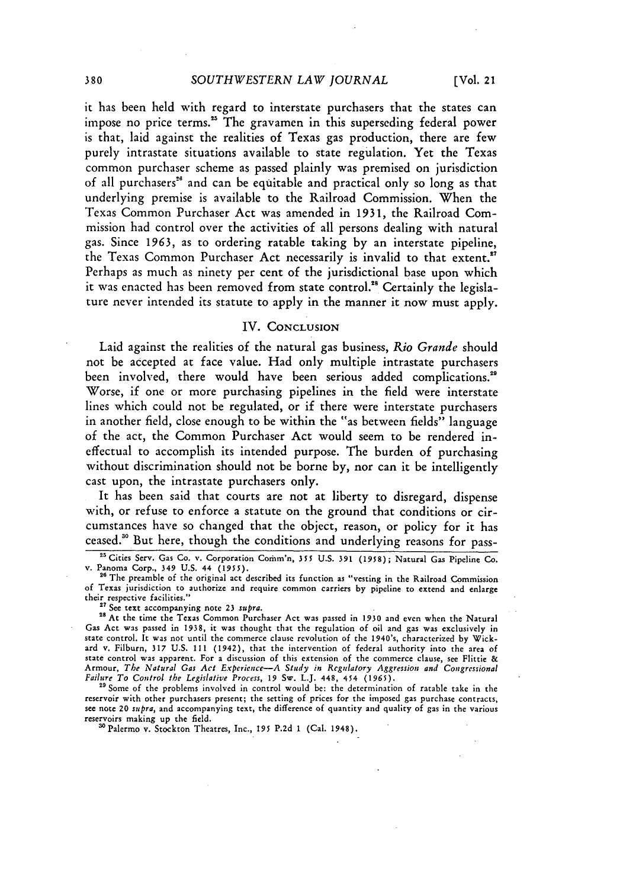it has been held with regard to interstate purchasers that the states can impose no price terms.[25] The gravamen in this superseding federal power is that, laid against the realities of Texas gas production, there are few purely intrastate situations available to state regulation. Yet the Texas common purchaser scheme as passed plainly was premised on jurisdiction of all purchasers[26] and can be equitable and practical only so long as that underlying premise is available to the Railroad Commission. When the Texas Common Purchaser Act was amended in 1931, the Railroad Commission had control over the activities of all persons dealing with natural gas. Since 1963, as to ordering ratable taking by an interstate pipeline, the Texas Common Purchaser Act necessarily is invalid to that extent.[27] Perhaps as much as ninety per cent of the jurisdictional base upon which it was enacted has been removed from state control.[28] Certainly the legislature never intended its statute to apply in the manner it now must apply.

## IV. Conclusion

Laid against the realities of the natural gas business, *Rio Grande* should not be accepted at face value. Had only multiple intrastate purchasers been involved, there would have been serious added complications.[29] Worse, if one or more purchasing pipelines in the field were interstate lines which could not be regulated, or if there were interstate purchasers in another field, close enough to be within the "as between fields" language of the act, the Common Purchaser Act would seem to be rendered ineffectual to accomplish its intended purpose. The burden of purchasing without discrimination should not be borne by, nor can it be intelligently cast upon, the intrastate purchasers only.

It has been said that courts are not at liberty to disregard, dispense with, or refuse to enforce a statute on the ground that conditions or circumstances have so changed that the object, reason, or policy for it has ceased.[30] But here, though the conditions and underlying reasons for pass-

---

[25] Cities Serv. Gas Co. v. Corporation Comm'n, 355 U.S. 391 (1958); Natural Gas Pipeline Co. v. Panoma Corp., 349 U.S. 44 (1955).

[26] The preamble of the original act described its function as "vesting in the Railroad Commission of Texas jurisdiction to authorize and require common carriers by pipeline to extend and enlarge their respective facilities."

[27] See text accompanying note 23 *supra*.

[28] At the time the Texas Common Purchaser Act was passed in 1930 and even when the Natural Gas Act was passed in 1938, it was thought that the regulation of oil and gas was exclusively in state control. It was not until the commerce clause revolution of the 1940's, characterized by Wickard v. Filburn, 317 U.S. 111 (1942), that the intervention of federal authority into the area of state control was apparent. For a discussion of this extension of the commerce clause, see Flittie & Armour, *The Natural Gas Act Experience—A Study in Regulatory Aggression and Congressional Failure To Control the Legislative Process*, 19 Sw. L.J. 448, 454 (1965).

[29] Some of the problems involved in control would be: the determination of ratable take in the reservoir with other purchasers present; the setting of prices for the imposed gas purchase contracts, see note 20 *supra*, and accompanying text, the difference of quantity and quality of gas in the various reservoirs making up the field.

[30] Palermo v. Stockton Theatres, Inc., 195 P.2d 1 (Cal. 1948).